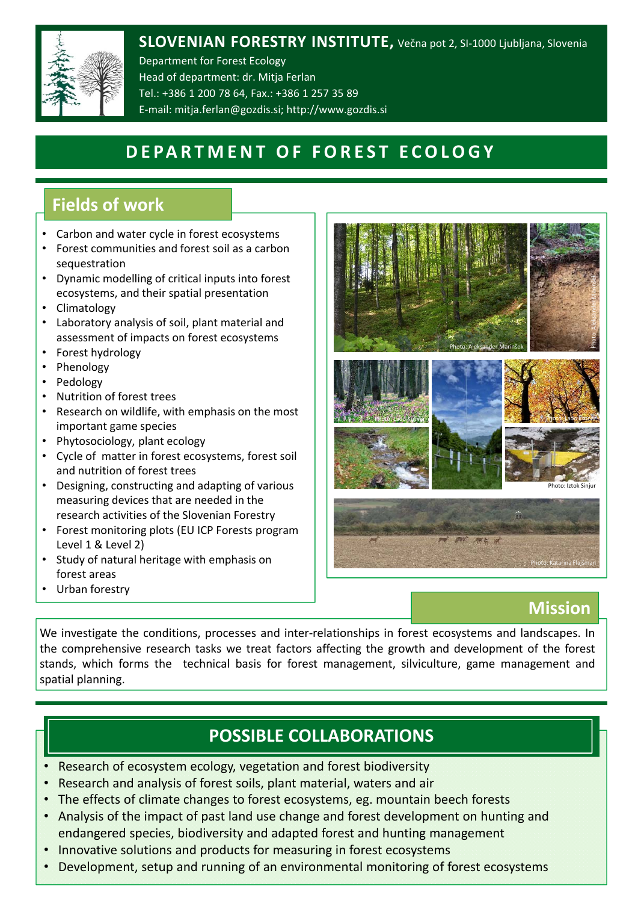**SLOVENIAN FORESTRY INSTITUTE,** Večna pot 2, SI-1000 Ljubljana, Slovenia
Department for Forest Ecology
Head of department: dr. Mitja Ferlan
Tel.: +386 1 200 78 64, Fax.: +386 1 257 35 89
E-mail: mitja.ferlan@gozdis.si; http://www.gozdis.si

# DEPARTMENT OF FOREST ECOLOGY

## Fields of work

- Carbon and water cycle in forest ecosystems
- Forest communities and forest soil as a carbon sequestration
- Dynamic modelling of critical inputs into forest ecosystems, and their spatial presentation
- Climatology
- Laboratory analysis of soil, plant material and assessment of impacts on forest ecosystems
- Forest hydrology
- Phenology
- Pedology
- Nutrition of forest trees
- Research on wildlife, with emphasis on the most important game species
- Phytosociology, plant ecology
- Cycle of matter in forest ecosystems, forest soil and nutrition of forest trees
- Designing, constructing and adapting of various measuring devices that are needed in the research activities of the Slovenian Forestry
- Forest monitoring plots (EU ICP Forests program Level 1 & Level 2)
- Study of natural heritage with emphasis on forest areas
- Urban forestry

Photo: Aleksander Marinšek

Photo: Aleksander Marinšek

Photo: Lado Kutnar

Photo: Lado Kutnar

Photo: Iztok Sinjur

Photo: Katarina Flajšman

## Mission

We investigate the conditions, processes and inter-relationships in forest ecosystems and landscapes. In the comprehensive research tasks we treat factors affecting the growth and development of the forest stands, which forms the technical basis for forest management, silviculture, game management and spatial planning.

## POSSIBLE COLLABORATIONS

- Research of ecosystem ecology, vegetation and forest biodiversity
- Research and analysis of forest soils, plant material, waters and air
- The effects of climate changes to forest ecosystems, eg. mountain beech forests
- Analysis of the impact of past land use change and forest development on hunting and endangered species, biodiversity and adapted forest and hunting management
- Innovative solutions and products for measuring in forest ecosystems
- Development, setup and running of an environmental monitoring of forest ecosystems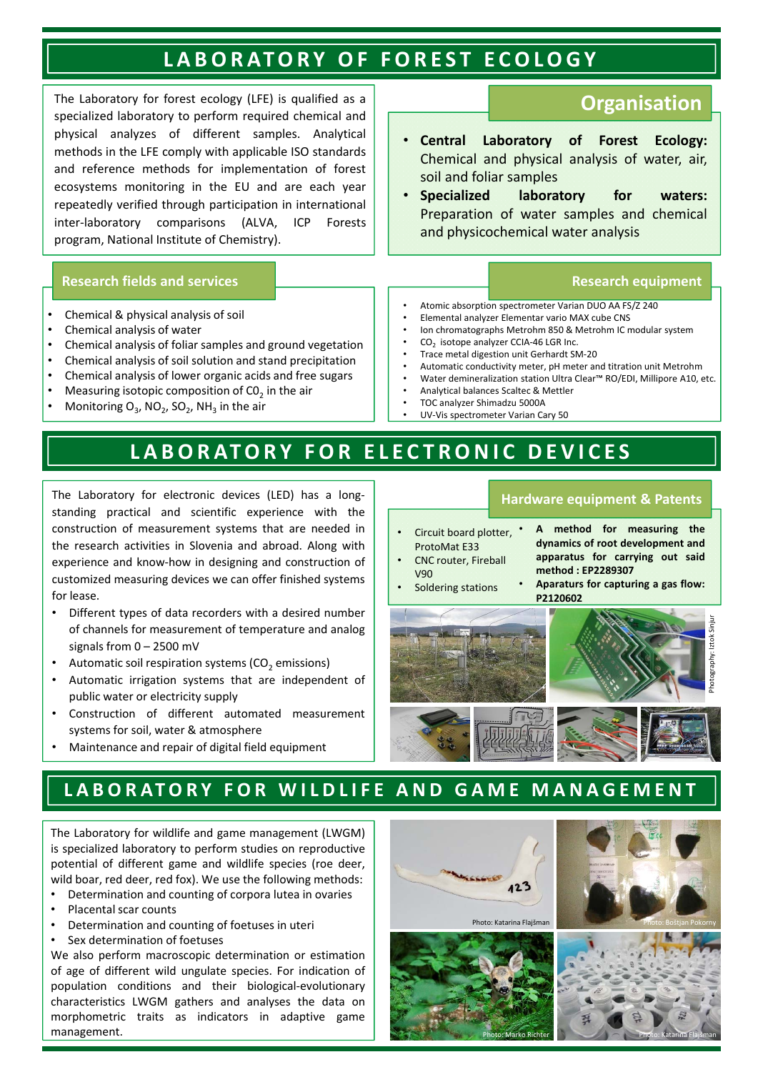# LABORATORY OF FOREST ECOLOGY

The Laboratory for forest ecology (LFE) is qualified as a specialized laboratory to perform required chemical and physical analyzes of different samples. Analytical methods in the LFE comply with applicable ISO standards and reference methods for implementation of forest ecosystems monitoring in the EU and are each year repeatedly verified through participation in international inter-laboratory comparisons (ALVA, ICP Forests program, National Institute of Chemistry).

## Organisation

- **Central Laboratory of Forest Ecology:** Chemical and physical analysis of water, air, soil and foliar samples
- **Specialized laboratory for waters:** Preparation of water samples and chemical and physicochemical water analysis

## Research fields and services

- Chemical & physical analysis of soil
- Chemical analysis of water
- Chemical analysis of foliar samples and ground vegetation
- Chemical analysis of soil solution and stand precipitation
- Chemical analysis of lower organic acids and free sugars
- Measuring isotopic composition of $C0_2$ in the air
- Monitoring $O_3$, $NO_2$, $SO_2$, $NH_3$ in the air

## Research equipment

- Atomic absorption spectrometer Varian DUO AA FS/Z 240
- Elemental analyzer Elementar vario MAX cube CNS
- Ion chromatographs Metrohm 850 & Metrohm IC modular system
- $CO_2$ isotope analyzer CCIA-46 LGR Inc.
- Trace metal digestion unit Gerhardt SM-20
- Automatic conductivity meter, pH meter and titration unit Metrohm
- Water demineralization station Ultra Clear™ RO/EDI, Millipore A10, etc.
- Analytical balances Scaltec & Mettler
- TOC analyzer Shimadzu 5000A
- UV-Vis spectrometer Varian Cary 50

# LABORATORY FOR ELECTRONIC DEVICES

The Laboratory for electronic devices (LED) has a long-standing practical and scientific experience with the construction of measurement systems that are needed in the research activities in Slovenia and abroad. Along with experience and know-how in designing and construction of customized measuring devices we can offer finished systems for lease.

- Different types of data recorders with a desired number of channels for measurement of temperature and analog signals from 0 – 2500 mV
- Automatic soil respiration systems ($CO_2$ emissions)
- Automatic irrigation systems that are independent of public water or electricity supply
- Construction of different automated measurement systems for soil, water & atmosphere
- Maintenance and repair of digital field equipment

## Hardware equipment & Patents

- Circuit board plotter, ProtoMat E33
- CNC router, Fireball V90
- Soldering stations

- **A method for measuring the dynamics of root development and apparatus for carrying out said method : EP2289307**
- **Aparaturs for capturing a gas flow: P2120602**

Photography: Iztok Sinjur

# LABORATORY FOR WILDLIFE AND GAME MANAGEMENT

The Laboratory for wildlife and game management (LWGM) is specialized laboratory to perform studies on reproductive potential of different game and wildlife species (roe deer, wild boar, red deer, red fox). We use the following methods:

- Determination and counting of corpora lutea in ovaries
- Placental scar counts
- Determination and counting of foetuses in uteri
- Sex determination of foetuses

We also perform macroscopic determination or estimation of age of different wild ungulate species. For indication of population conditions and their biological-evolutionary characteristics LWGM gathers and analyses the data on morphometric traits as indicators in adaptive game management.

Photo: Katarina Flajšman

Photo: Boštjan Pokorny

Photo: Marko Richter

Photo: Katarina Flajšman